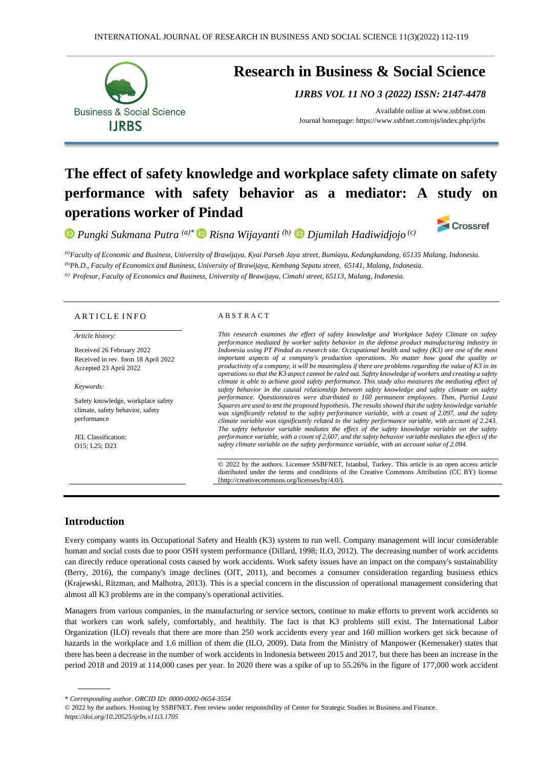# Research in Business & Social Science

*IJRBS VOL 11 NO 3 (2022) ISSN: 2147-4478*

Available online at www.ssbfnet.com
Journal homepage: https://www.ssbfnet.com/ojs/index.php/ijrbs

# The effect of safety knowledge and workplace safety climate on safety performance with safety behavior as a mediator: A study on operations worker of Pindad

*Pungki Sukmana Putra* [(a)*] *Risna Wijayanti* [(b)] *Djumilah Hadiwidjojo* [(c)]

[(a)]*Faculty of Economic and Business, University of Brawijaya, Kyai Parseh Jaya street, Bumiayu, Kedungkandang, 65135 Malang, Indonesia.*
[(b)]*Ph.D., Faculty of Economics and Business, University of Brawijaya, Kembang Sepatu street, 65141, Malang, Indonesia.*
[(c)] *Profesor, Faculty of Economics and Business, University of Brawijaya, Cimahi street, 65113, Malang, Indonesia.*

## ARTICLE INFO

*Article history:*

Received 26 February 2022
Received in rev. form 18 April 2022
Accepted 23 April 2022

*Keywords:*

Safety knowledge, workplace safety climate, safety behavior, safety performance

JEL Classification:
O15; L25; D23

## ABSTRACT

*This research examines the effect of safety knowledge and Workplace Safety Climate on safety performance mediated by worker safety behavior in the defense product manufacturing industry in Indonesia using PT Pindad as research site. Occupational health and safety (K3) are one of the most important aspects of a company's production operations. No matter how good the quality or productivity of a company, it will be meaningless if there are problems regarding the value of K3 in its operations so that the K3 aspect cannot be ruled out. Safety knowledge of workers and creating a safety climate is able to achieve good safety performance. This study also measures the mediating effect of safety behavior in the causal relationship between safety knowledge and safety climate on safety performance. Questionnaires were distributed to 160 permanent employees. Then, Partial Least Squares are used to test the proposed hypothesis. The results showed that the safety knowledge variable was significantly related to the safety performance variable, with a count of 2.097, and the safety climate variable was significantly related to the safety performance variable, with account of 2.243. The safety behavior variable mediates the effect of the safety knowledge variable on the safety performance variable, with a count of 2,607, and the safety behavior variable mediates the effect of the safety climate variable on the safety performance variable, with an account value of 2.094.*

© 2022 by the authors. Licensee SSBFNET, Istanbul, Turkey. This article is an open access article distributed under the terms and conditions of the Creative Commons Attribution (CC BY) license (http://creativecommons.org/licenses/by/4.0/).

## Introduction

Every company wants its Occupational Safety and Health (K3) system to run well. Company management will incur considerable human and social costs due to poor OSH system performance (Dillard, 1998; ILO, 2012). The decreasing number of work accidents can directly reduce operational costs caused by work accidents. Work safety issues have an impact on the company's sustainability (Berry, 2016), the company's image declines (OIT, 2011), and becomes a consumer consideration regarding business ethics (Krajewski, Ritzman, and Malhotra, 2013). This is a special concern in the discussion of operational management considering that almost all K3 problems are in the company's operational activities.

Managers from various companies, in the manufacturing or service sectors, continue to make efforts to prevent work accidents so that workers can work safely, comfortably, and healthily. The fact is that K3 problems still exist. The International Labor Organization (ILO) reveals that there are more than 250 work accidents every year and 160 million workers get sick because of hazards in the workplace and 1.6 million of them die (ILO, 2009). Data from the Ministry of Manpower (Kemenaker) states that there has been a decrease in the number of work accidents in Indonesia between 2015 and 2017, but there has been an increase in the period 2018 and 2019 at 114,000 cases per year. In 2020 there was a spike of up to 55.26% in the figure of 177,000 work accident

---

\* *Corresponding author. ORCID ID: 0000-0002-0654-3554*
© 2022 by the authors. Hosting by SSBFNET. Peer review under responsibility of Center for Strategic Studies in Business and Finance.
*https://doi.org/10.20525/ijrbs.v11i3.1705*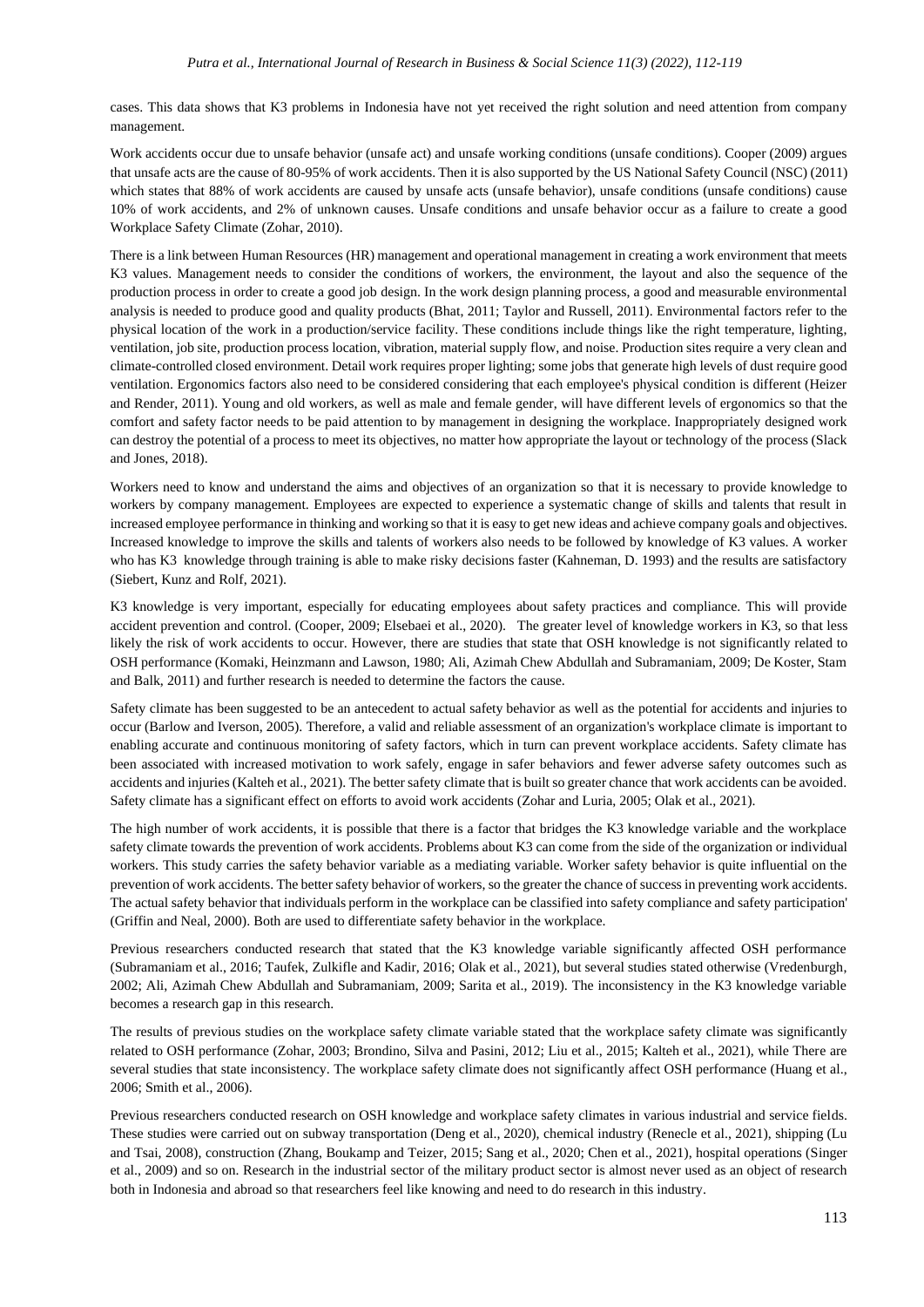cases. This data shows that K3 problems in Indonesia have not yet received the right solution and need attention from company management.

Work accidents occur due to unsafe behavior (unsafe act) and unsafe working conditions (unsafe conditions). Cooper (2009) argues that unsafe acts are the cause of 80-95% of work accidents. Then it is also supported by the US National Safety Council (NSC) (2011) which states that 88% of work accidents are caused by unsafe acts (unsafe behavior), unsafe conditions (unsafe conditions) cause 10% of work accidents, and 2% of unknown causes. Unsafe conditions and unsafe behavior occur as a failure to create a good Workplace Safety Climate (Zohar, 2010).

There is a link between Human Resources (HR) management and operational management in creating a work environment that meets K3 values. Management needs to consider the conditions of workers, the environment, the layout and also the sequence of the production process in order to create a good job design. In the work design planning process, a good and measurable environmental analysis is needed to produce good and quality products (Bhat, 2011; Taylor and Russell, 2011). Environmental factors refer to the physical location of the work in a production/service facility. These conditions include things like the right temperature, lighting, ventilation, job site, production process location, vibration, material supply flow, and noise. Production sites require a very clean and climate-controlled closed environment. Detail work requires proper lighting; some jobs that generate high levels of dust require good ventilation. Ergonomics factors also need to be considered considering that each employee's physical condition is different (Heizer and Render, 2011). Young and old workers, as well as male and female gender, will have different levels of ergonomics so that the comfort and safety factor needs to be paid attention to by management in designing the workplace. Inappropriately designed work can destroy the potential of a process to meet its objectives, no matter how appropriate the layout or technology of the process (Slack and Jones, 2018).

Workers need to know and understand the aims and objectives of an organization so that it is necessary to provide knowledge to workers by company management. Employees are expected to experience a systematic change of skills and talents that result in increased employee performance in thinking and working so that it is easy to get new ideas and achieve company goals and objectives. Increased knowledge to improve the skills and talents of workers also needs to be followed by knowledge of K3 values. A worker who has K3 knowledge through training is able to make risky decisions faster (Kahneman, D. 1993) and the results are satisfactory (Siebert, Kunz and Rolf, 2021).

K3 knowledge is very important, especially for educating employees about safety practices and compliance. This will provide accident prevention and control. (Cooper, 2009; Elsebaei et al., 2020). The greater level of knowledge workers in K3, so that less likely the risk of work accidents to occur. However, there are studies that state that OSH knowledge is not significantly related to OSH performance (Komaki, Heinzmann and Lawson, 1980; Ali, Azimah Chew Abdullah and Subramaniam, 2009; De Koster, Stam and Balk, 2011) and further research is needed to determine the factors the cause.

Safety climate has been suggested to be an antecedent to actual safety behavior as well as the potential for accidents and injuries to occur (Barlow and Iverson, 2005). Therefore, a valid and reliable assessment of an organization's workplace climate is important to enabling accurate and continuous monitoring of safety factors, which in turn can prevent workplace accidents. Safety climate has been associated with increased motivation to work safely, engage in safer behaviors and fewer adverse safety outcomes such as accidents and injuries (Kalteh et al., 2021). The better safety climate that is built so greater chance that work accidents can be avoided. Safety climate has a significant effect on efforts to avoid work accidents (Zohar and Luria, 2005; Olak et al., 2021).

The high number of work accidents, it is possible that there is a factor that bridges the K3 knowledge variable and the workplace safety climate towards the prevention of work accidents. Problems about K3 can come from the side of the organization or individual workers. This study carries the safety behavior variable as a mediating variable. Worker safety behavior is quite influential on the prevention of work accidents. The better safety behavior of workers, so the greater the chance of success in preventing work accidents. The actual safety behavior that individuals perform in the workplace can be classified into safety compliance and safety participation' (Griffin and Neal, 2000). Both are used to differentiate safety behavior in the workplace.

Previous researchers conducted research that stated that the K3 knowledge variable significantly affected OSH performance (Subramaniam et al., 2016; Taufek, Zulkifle and Kadir, 2016; Olak et al., 2021), but several studies stated otherwise (Vredenburgh, 2002; Ali, Azimah Chew Abdullah and Subramaniam, 2009; Sarita et al., 2019). The inconsistency in the K3 knowledge variable becomes a research gap in this research.

The results of previous studies on the workplace safety climate variable stated that the workplace safety climate was significantly related to OSH performance (Zohar, 2003; Brondino, Silva and Pasini, 2012; Liu et al., 2015; Kalteh et al., 2021), while There are several studies that state inconsistency. The workplace safety climate does not significantly affect OSH performance (Huang et al., 2006; Smith et al., 2006).

Previous researchers conducted research on OSH knowledge and workplace safety climates in various industrial and service fields. These studies were carried out on subway transportation (Deng et al., 2020), chemical industry (Renecle et al., 2021), shipping (Lu and Tsai, 2008), construction (Zhang, Boukamp and Teizer, 2015; Sang et al., 2020; Chen et al., 2021), hospital operations (Singer et al., 2009) and so on. Research in the industrial sector of the military product sector is almost never used as an object of research both in Indonesia and abroad so that researchers feel like knowing and need to do research in this industry.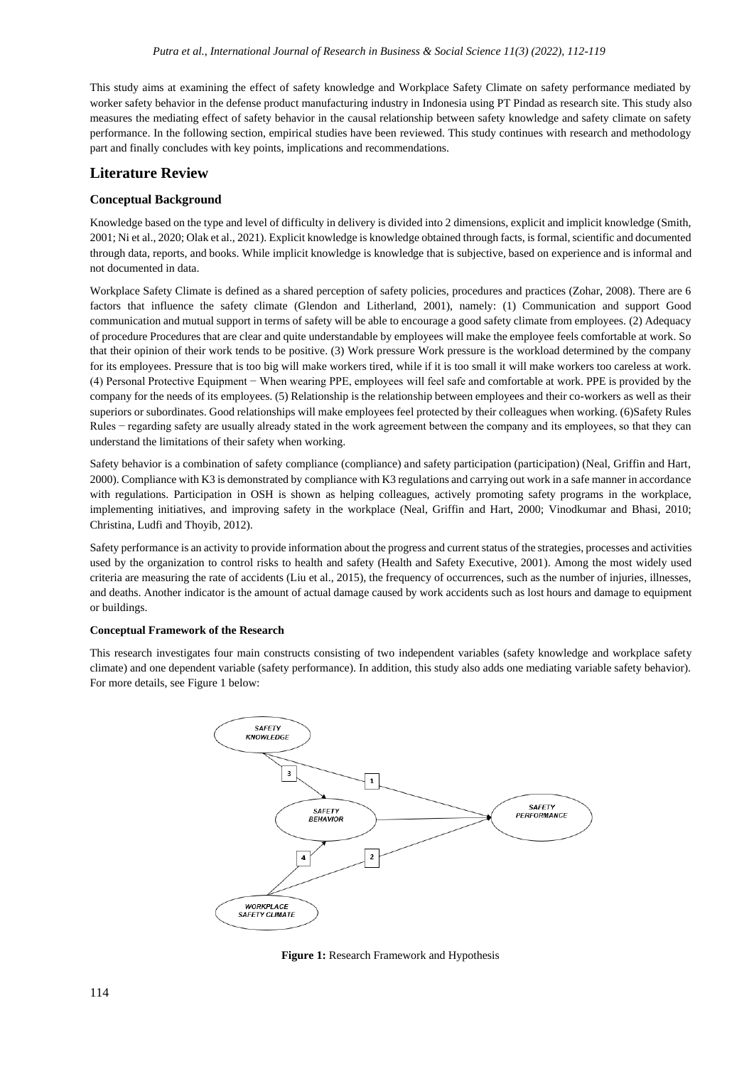This study aims at examining the effect of safety knowledge and Workplace Safety Climate on safety performance mediated by worker safety behavior in the defense product manufacturing industry in Indonesia using PT Pindad as research site. This study also measures the mediating effect of safety behavior in the causal relationship between safety knowledge and safety climate on safety performance. In the following section, empirical studies have been reviewed. This study continues with research and methodology part and finally concludes with key points, implications and recommendations.

## Literature Review

### Conceptual Background

Knowledge based on the type and level of difficulty in delivery is divided into 2 dimensions, explicit and implicit knowledge (Smith, 2001; Ni et al., 2020; Olak et al., 2021). Explicit knowledge is knowledge obtained through facts, is formal, scientific and documented through data, reports, and books. While implicit knowledge is knowledge that is subjective, based on experience and is informal and not documented in data.

Workplace Safety Climate is defined as a shared perception of safety policies, procedures and practices (Zohar, 2008). There are 6 factors that influence the safety climate (Glendon and Litherland, 2001), namely: (1) Communication and support Good communication and mutual support in terms of safety will be able to encourage a good safety climate from employees. (2) Adequacy of procedure Procedures that are clear and quite understandable by employees will make the employee feels comfortable at work. So that their opinion of their work tends to be positive. (3) Work pressure Work pressure is the workload determined by the company for its employees. Pressure that is too big will make workers tired, while if it is too small it will make workers too careless at work. (4) Personal Protective Equipment − When wearing PPE, employees will feel safe and comfortable at work. PPE is provided by the company for the needs of its employees. (5) Relationship is the relationship between employees and their co-workers as well as their superiors or subordinates. Good relationships will make employees feel protected by their colleagues when working. (6)Safety Rules Rules − regarding safety are usually already stated in the work agreement between the company and its employees, so that they can understand the limitations of their safety when working.

Safety behavior is a combination of safety compliance (compliance) and safety participation (participation) (Neal, Griffin and Hart, 2000). Compliance with K3 is demonstrated by compliance with K3 regulations and carrying out work in a safe manner in accordance with regulations. Participation in OSH is shown as helping colleagues, actively promoting safety programs in the workplace, implementing initiatives, and improving safety in the workplace (Neal, Griffin and Hart, 2000; Vinodkumar and Bhasi, 2010; Christina, Ludfi and Thoyib, 2012).

Safety performance is an activity to provide information about the progress and current status of the strategies, processes and activities used by the organization to control risks to health and safety (Health and Safety Executive, 2001). Among the most widely used criteria are measuring the rate of accidents (Liu et al., 2015), the frequency of occurrences, such as the number of injuries, illnesses, and deaths. Another indicator is the amount of actual damage caused by work accidents such as lost hours and damage to equipment or buildings.

#### Conceptual Framework of the Research

This research investigates four main constructs consisting of two independent variables (safety knowledge and workplace safety climate) and one dependent variable (safety performance). In addition, this study also adds one mediating variable safety behavior). For more details, see Figure 1 below:

**Figure 1:** Research Framework and Hypothesis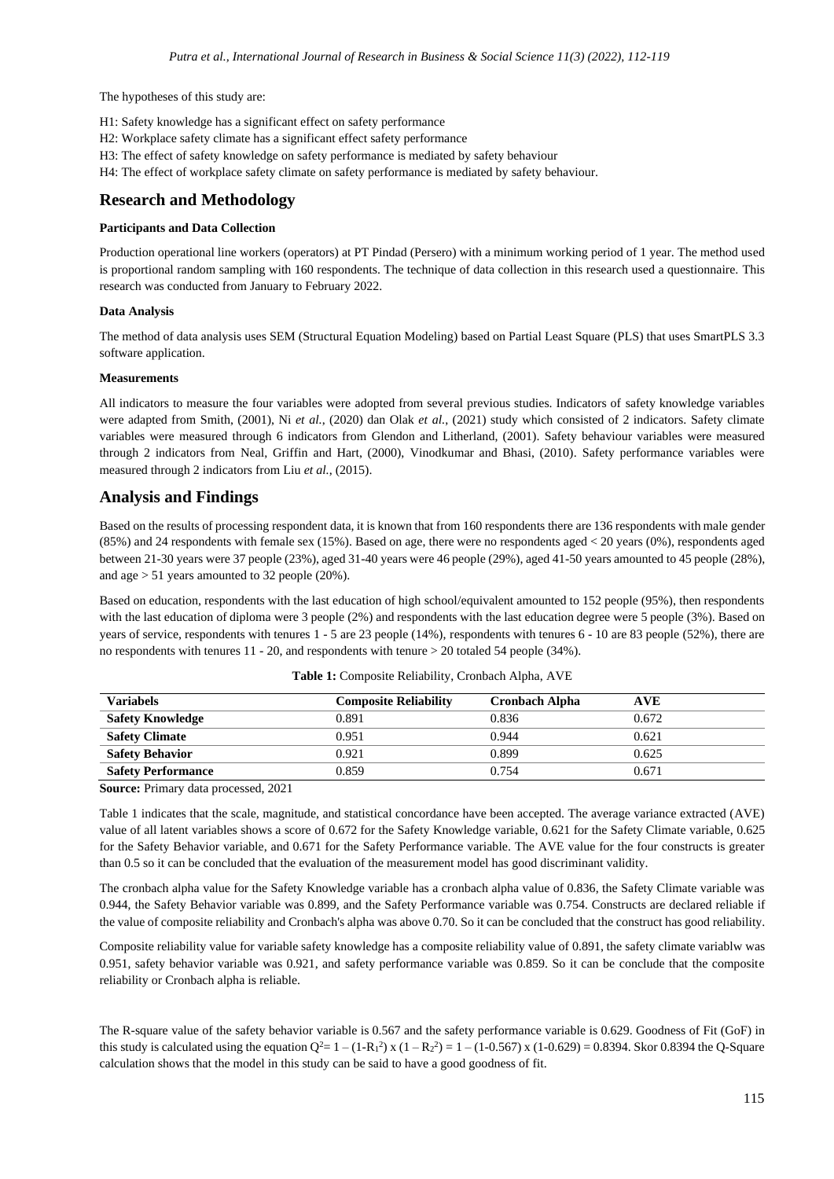The hypotheses of this study are:

H1: Safety knowledge has a significant effect on safety performance
H2: Workplace safety climate has a significant effect safety performance
H3: The effect of safety knowledge on safety performance is mediated by safety behaviour
H4: The effect of workplace safety climate on safety performance is mediated by safety behaviour.

## Research and Methodology

#### Participants and Data Collection

Production operational line workers (operators) at PT Pindad (Persero) with a minimum working period of 1 year. The method used is proportional random sampling with 160 respondents. The technique of data collection in this research used a questionnaire. This research was conducted from January to February 2022.

#### Data Analysis

The method of data analysis uses SEM (Structural Equation Modeling) based on Partial Least Square (PLS) that uses SmartPLS 3.3 software application.

#### Measurements

All indicators to measure the four variables were adopted from several previous studies. Indicators of safety knowledge variables were adapted from Smith, (2001), Ni *et al.*, (2020) dan Olak *et al.*, (2021) study which consisted of 2 indicators. Safety climate variables were measured through 6 indicators from Glendon and Litherland, (2001). Safety behaviour variables were measured through 2 indicators from Neal, Griffin and Hart, (2000), Vinodkumar and Bhasi, (2010). Safety performance variables were measured through 2 indicators from Liu *et al.*, (2015).

## Analysis and Findings

Based on the results of processing respondent data, it is known that from 160 respondents there are 136 respondents with male gender (85%) and 24 respondents with female sex (15%). Based on age, there were no respondents aged < 20 years (0%), respondents aged between 21-30 years were 37 people (23%), aged 31-40 years were 46 people (29%), aged 41-50 years amounted to 45 people (28%), and age > 51 years amounted to 32 people (20%).

Based on education, respondents with the last education of high school/equivalent amounted to 152 people (95%), then respondents with the last education of diploma were 3 people (2%) and respondents with the last education degree were 5 people (3%). Based on years of service, respondents with tenures 1 - 5 are 23 people (14%), respondents with tenures 6 - 10 are 83 people (52%), there are no respondents with tenures 11 - 20, and respondents with tenure > 20 totaled 54 people (34%).

**Table 1:** Composite Reliability, Cronbach Alpha, AVE

| Variabels | Composite Reliability | Cronbach Alpha | AVE |
|---|---|---|---|
| **Safety Knowledge** | 0.891 | 0.836 | 0.672 |
| **Safety Climate** | 0.951 | 0.944 | 0.621 |
| **Safety Behavior** | 0.921 | 0.899 | 0.625 |
| **Safety Performance** | 0.859 | 0.754 | 0.671 |

**Source:** Primary data processed, 2021

Table 1 indicates that the scale, magnitude, and statistical concordance have been accepted. The average variance extracted (AVE) value of all latent variables shows a score of 0.672 for the Safety Knowledge variable, 0.621 for the Safety Climate variable, 0.625 for the Safety Behavior variable, and 0.671 for the Safety Performance variable. The AVE value for the four constructs is greater than 0.5 so it can be concluded that the evaluation of the measurement model has good discriminant validity.

The cronbach alpha value for the Safety Knowledge variable has a cronbach alpha value of 0.836, the Safety Climate variable was 0.944, the Safety Behavior variable was 0.899, and the Safety Performance variable was 0.754. Constructs are declared reliable if the value of composite reliability and Cronbach's alpha was above 0.70. So it can be concluded that the construct has good reliability.

Composite reliability value for variable safety knowledge has a composite reliability value of 0.891, the safety climate variablw was 0.951, safety behavior variable was 0.921, and safety performance variable was 0.859. So it can be conclude that the composite reliability or Cronbach alpha is reliable.

The R-square value of the safety behavior variable is 0.567 and the safety performance variable is 0.629. Goodness of Fit (GoF) in this study is calculated using the equation $Q^2= 1 – (1-R_1^2) \times (1 – R_2^2) = 1 – (1-0.567) \times (1-0.629) = 0.8394$. Skor 0.8394 the Q-Square calculation shows that the model in this study can be said to have a good goodness of fit.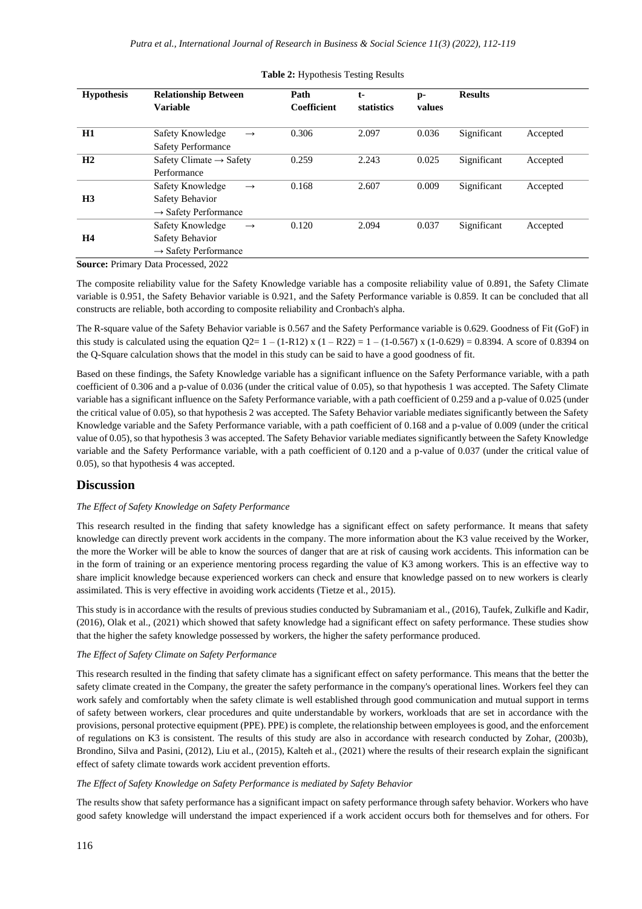**Table 2:** Hypothesis Testing Results

| Hypothesis | Relationship Between Variable | Path Coefficient | t-statistics | p-values | Results | |
|---|---|---|---|---|---|---|
| **H1** | Safety Knowledge → Safety Performance | 0.306 | 2.097 | 0.036 | Significant | Accepted |
| **H2** | Safety Climate → Safety Performance | 0.259 | 2.243 | 0.025 | Significant | Accepted |
| **H3** | Safety Knowledge → Safety Behavior → Safety Performance | 0.168 | 2.607 | 0.009 | Significant | Accepted |
| **H4** | Safety Knowledge → Safety Behavior → Safety Performance | 0.120 | 2.094 | 0.037 | Significant | Accepted |

**Source:** Primary Data Processed, 2022

The composite reliability value for the Safety Knowledge variable has a composite reliability value of 0.891, the Safety Climate variable is 0.951, the Safety Behavior variable is 0.921, and the Safety Performance variable is 0.859. It can be concluded that all constructs are reliable, both according to composite reliability and Cronbach's alpha.

The R-square value of the Safety Behavior variable is 0.567 and the Safety Performance variable is 0.629. Goodness of Fit (GoF) in this study is calculated using the equation $Q2= 1 – (1\text{-}R12) \times (1 – R22) = 1 – (1\text{-}0.567) \times (1\text{-}0.629) = 0.8394$. A score of 0.8394 on the Q-Square calculation shows that the model in this study can be said to have a good goodness of fit.

Based on these findings, the Safety Knowledge variable has a significant influence on the Safety Performance variable, with a path coefficient of 0.306 and a p-value of 0.036 (under the critical value of 0.05), so that hypothesis 1 was accepted. The Safety Climate variable has a significant influence on the Safety Performance variable, with a path coefficient of 0.259 and a p-value of 0.025 (under the critical value of 0.05), so that hypothesis 2 was accepted. The Safety Behavior variable mediates significantly between the Safety Knowledge variable and the Safety Performance variable, with a path coefficient of 0.168 and a p-value of 0.009 (under the critical value of 0.05), so that hypothesis 3 was accepted. The Safety Behavior variable mediates significantly between the Safety Knowledge variable and the Safety Performance variable, with a path coefficient of 0.120 and a p-value of 0.037 (under the critical value of 0.05), so that hypothesis 4 was accepted.

## Discussion

### *The Effect of Safety Knowledge on Safety Performance*

This research resulted in the finding that safety knowledge has a significant effect on safety performance. It means that safety knowledge can directly prevent work accidents in the company. The more information about the K3 value received by the Worker, the more the Worker will be able to know the sources of danger that are at risk of causing work accidents. This information can be in the form of training or an experience mentoring process regarding the value of K3 among workers. This is an effective way to share implicit knowledge because experienced workers can check and ensure that knowledge passed on to new workers is clearly assimilated. This is very effective in avoiding work accidents (Tietze et al., 2015).

This study is in accordance with the results of previous studies conducted by Subramaniam et al., (2016), Taufek, Zulkifle and Kadir, (2016), Olak et al., (2021) which showed that safety knowledge had a significant effect on safety performance. These studies show that the higher the safety knowledge possessed by workers, the higher the safety performance produced.

### *The Effect of Safety Climate on Safety Performance*

This research resulted in the finding that safety climate has a significant effect on safety performance. This means that the better the safety climate created in the Company, the greater the safety performance in the company's operational lines. Workers feel they can work safely and comfortably when the safety climate is well established through good communication and mutual support in terms of safety between workers, clear procedures and quite understandable by workers, workloads that are set in accordance with the provisions, personal protective equipment (PPE). PPE) is complete, the relationship between employees is good, and the enforcement of regulations on K3 is consistent. The results of this study are also in accordance with research conducted by Zohar, (2003b), Brondino, Silva and Pasini, (2012), Liu et al., (2015), Kalteh et al., (2021) where the results of their research explain the significant effect of safety climate towards work accident prevention efforts.

### *The Effect of Safety Knowledge on Safety Performance is mediated by Safety Behavior*

The results show that safety performance has a significant impact on safety performance through safety behavior. Workers who have good safety knowledge will understand the impact experienced if a work accident occurs both for themselves and for others. For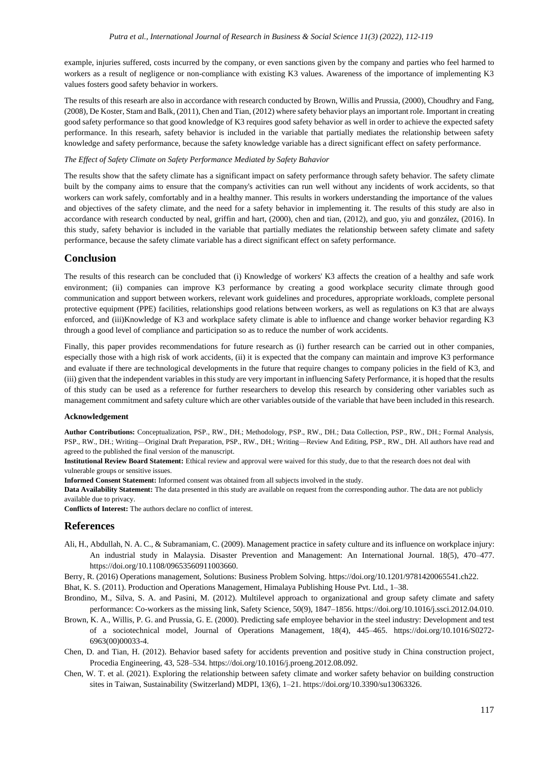example, injuries suffered, costs incurred by the company, or even sanctions given by the company and parties who feel harmed to workers as a result of negligence or non-compliance with existing K3 values. Awareness of the importance of implementing K3 values fosters good safety behavior in workers.

The results of this researh are also in accordance with research conducted by Brown, Willis and Prussia, (2000), Choudhry and Fang, (2008), De Koster, Stam and Balk, (2011), Chen and Tian, (2012) where safety behavior plays an important role. Important in creating good safety performance so that good knowledge of K3 requires good safety behavior as well in order to achieve the expected safety performance. In this researh, safety behavior is included in the variable that partially mediates the relationship between safety knowledge and safety performance, because the safety knowledge variable has a direct significant effect on safety performance.

*The Effect of Safety Climate on Safety Performance Mediated by Safety Bahavior*

The results show that the safety climate has a significant impact on safety performance through safety behavior. The safety climate built by the company aims to ensure that the company's activities can run well without any incidents of work accidents, so that workers can work safely, comfortably and in a healthy manner. This results in workers understanding the importance of the values and objectives of the safety climate, and the need for a safety behavior in implementing it. The results of this study are also in accordance with research conducted by neal, griffin and hart, (2000), chen and tian, (2012), and guo, yiu and gonzález, (2016). In this study, safety behavior is included in the variable that partially mediates the relationship between safety climate and safety performance, because the safety climate variable has a direct significant effect on safety performance.

## Conclusion

The results of this research can be concluded that (i) Knowledge of workers' K3 affects the creation of a healthy and safe work environment; (ii) companies can improve K3 performance by creating a good workplace security climate through good communication and support between workers, relevant work guidelines and procedures, appropriate workloads, complete personal protective equipment (PPE) facilities, relationships good relations between workers, as well as regulations on K3 that are always enforced, and (iii)Knowledge of K3 and workplace safety climate is able to influence and change worker behavior regarding K3 through a good level of compliance and participation so as to reduce the number of work accidents.

Finally, this paper provides recommendations for future research as (i) further research can be carried out in other companies, especially those with a high risk of work accidents, (ii) it is expected that the company can maintain and improve K3 performance and evaluate if there are technological developments in the future that require changes to company policies in the field of K3, and (iii) given that the independent variables in this study are very important in influencing Safety Performance, it is hoped that the results of this study can be used as a reference for further researchers to develop this research by considering other variables such as management commitment and safety culture which are other variables outside of the variable that have been included in this research.

#### Acknowledgement

**Author Contributions:** Conceptualization, PSP., RW., DH.; Methodology, PSP., RW., DH.; Data Collection, PSP., RW., DH.; Formal Analysis, PSP., RW., DH.; Writing—Original Draft Preparation, PSP., RW., DH.; Writing—Review And Editing, PSP., RW., DH. All authors have read and agreed to the published the final version of the manuscript.

**Institutional Review Board Statement:** Ethical review and approval were waived for this study, due to that the research does not deal with vulnerable groups or sensitive issues.

**Informed Consent Statement:** Informed consent was obtained from all subjects involved in the study.

**Data Availability Statement:** The data presented in this study are available on request from the corresponding author. The data are not publicly available due to privacy.

**Conflicts of Interest:** The authors declare no conflict of interest.

## References

Ali, H., Abdullah, N. A. C., & Subramaniam, C. (2009). Management practice in safety culture and its influence on workplace injury: An industrial study in Malaysia. Disaster Prevention and Management: An International Journal. 18(5), 470–477. https://doi.org/10.1108/09653560911003660.

Berry, R. (2016) Operations management, Solutions: Business Problem Solving. https://doi.org/10.1201/9781420065541.ch22.

Bhat, K. S. (2011). Production and Operations Management, Himalaya Publishing House Pvt. Ltd., 1–38.

Brondino, M., Silva, S. A. and Pasini, M. (2012). Multilevel approach to organizational and group safety climate and safety performance: Co-workers as the missing link, Safety Science, 50(9), 1847–1856. https://doi.org/10.1016/j.ssci.2012.04.010.

Brown, K. A., Willis, P. G. and Prussia, G. E. (2000). Predicting safe employee behavior in the steel industry: Development and test of a sociotechnical model, Journal of Operations Management, 18(4), 445–465. https://doi.org/10.1016/S0272-6963(00)00033-4.

Chen, D. and Tian, H. (2012). Behavior based safety for accidents prevention and positive study in China construction project, Procedia Engineering, 43, 528–534. https://doi.org/10.1016/j.proeng.2012.08.092.

Chen, W. T. et al. (2021). Exploring the relationship between safety climate and worker safety behavior on building construction sites in Taiwan, Sustainability (Switzerland) MDPI, 13(6), 1–21. https://doi.org/10.3390/su13063326.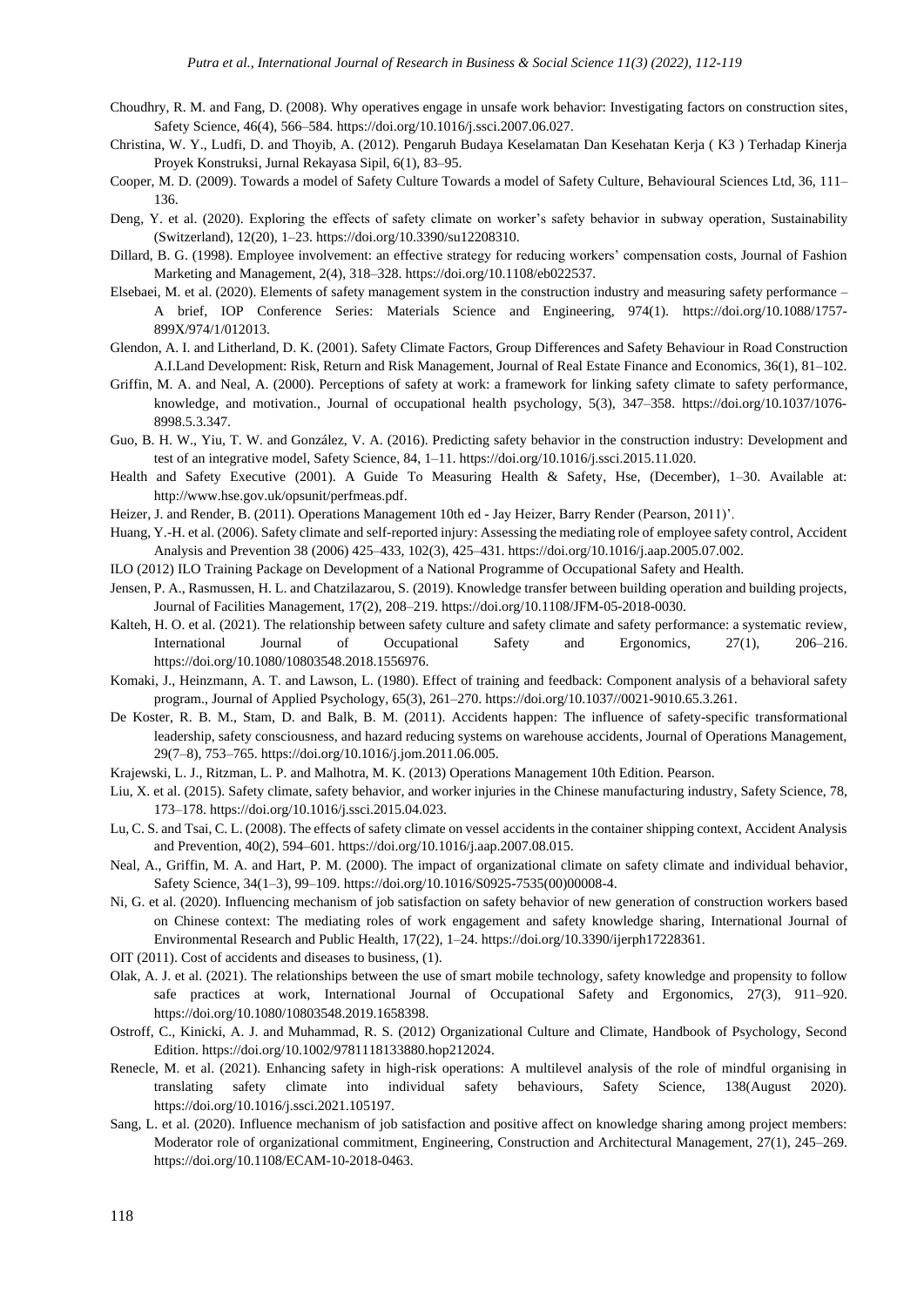Choudhry, R. M. and Fang, D. (2008). Why operatives engage in unsafe work behavior: Investigating factors on construction sites, Safety Science, 46(4), 566–584. https://doi.org/10.1016/j.ssci.2007.06.027.

Christina, W. Y., Ludfi, D. and Thoyib, A. (2012). Pengaruh Budaya Keselamatan Dan Kesehatan Kerja ( K3 ) Terhadap Kinerja Proyek Konstruksi, Jurnal Rekayasa Sipil, 6(1), 83–95.

Cooper, M. D. (2009). Towards a model of Safety Culture Towards a model of Safety Culture, Behavioural Sciences Ltd, 36, 111–136.

Deng, Y. et al. (2020). Exploring the effects of safety climate on worker's safety behavior in subway operation, Sustainability (Switzerland), 12(20), 1–23. https://doi.org/10.3390/su12208310.

Dillard, B. G. (1998). Employee involvement: an effective strategy for reducing workers' compensation costs, Journal of Fashion Marketing and Management, 2(4), 318–328. https://doi.org/10.1108/eb022537.

Elsebaei, M. et al. (2020). Elements of safety management system in the construction industry and measuring safety performance – A brief, IOP Conference Series: Materials Science and Engineering, 974(1). https://doi.org/10.1088/1757-899X/974/1/012013.

Glendon, A. I. and Litherland, D. K. (2001). Safety Climate Factors, Group Differences and Safety Behaviour in Road Construction A.I.Land Development: Risk, Return and Risk Management, Journal of Real Estate Finance and Economics, 36(1), 81–102.

Griffin, M. A. and Neal, A. (2000). Perceptions of safety at work: a framework for linking safety climate to safety performance, knowledge, and motivation., Journal of occupational health psychology, 5(3), 347–358. https://doi.org/10.1037/1076-8998.5.3.347.

Guo, B. H. W., Yiu, T. W. and González, V. A. (2016). Predicting safety behavior in the construction industry: Development and test of an integrative model, Safety Science, 84, 1–11. https://doi.org/10.1016/j.ssci.2015.11.020.

Health and Safety Executive (2001). A Guide To Measuring Health & Safety, Hse, (December), 1–30. Available at: http://www.hse.gov.uk/opsunit/perfmeas.pdf.

Heizer, J. and Render, B. (2011). Operations Management 10th ed - Jay Heizer, Barry Render (Pearson, 2011)'.

Huang, Y.-H. et al. (2006). Safety climate and self-reported injury: Assessing the mediating role of employee safety control, Accident Analysis and Prevention 38 (2006) 425–433, 102(3), 425–431. https://doi.org/10.1016/j.aap.2005.07.002.

ILO (2012) ILO Training Package on Development of a National Programme of Occupational Safety and Health.

Jensen, P. A., Rasmussen, H. L. and Chatzilazarou, S. (2019). Knowledge transfer between building operation and building projects, Journal of Facilities Management, 17(2), 208–219. https://doi.org/10.1108/JFM-05-2018-0030.

Kalteh, H. O. et al. (2021). The relationship between safety culture and safety climate and safety performance: a systematic review, International Journal of Occupational Safety and Ergonomics, 27(1), 206–216. https://doi.org/10.1080/10803548.2018.1556976.

Komaki, J., Heinzmann, A. T. and Lawson, L. (1980). Effect of training and feedback: Component analysis of a behavioral safety program., Journal of Applied Psychology, 65(3), 261–270. https://doi.org/10.1037//0021-9010.65.3.261.

De Koster, R. B. M., Stam, D. and Balk, B. M. (2011). Accidents happen: The influence of safety-specific transformational leadership, safety consciousness, and hazard reducing systems on warehouse accidents, Journal of Operations Management, 29(7–8), 753–765. https://doi.org/10.1016/j.jom.2011.06.005.

Krajewski, L. J., Ritzman, L. P. and Malhotra, M. K. (2013) Operations Management 10th Edition. Pearson.

Liu, X. et al. (2015). Safety climate, safety behavior, and worker injuries in the Chinese manufacturing industry, Safety Science, 78, 173–178. https://doi.org/10.1016/j.ssci.2015.04.023.

Lu, C. S. and Tsai, C. L. (2008). The effects of safety climate on vessel accidents in the container shipping context, Accident Analysis and Prevention, 40(2), 594–601. https://doi.org/10.1016/j.aap.2007.08.015.

Neal, A., Griffin, M. A. and Hart, P. M. (2000). The impact of organizational climate on safety climate and individual behavior, Safety Science, 34(1–3), 99–109. https://doi.org/10.1016/S0925-7535(00)00008-4.

Ni, G. et al. (2020). Influencing mechanism of job satisfaction on safety behavior of new generation of construction workers based on Chinese context: The mediating roles of work engagement and safety knowledge sharing, International Journal of Environmental Research and Public Health, 17(22), 1–24. https://doi.org/10.3390/ijerph17228361.

OIT (2011). Cost of accidents and diseases to business, (1).

Olak, A. J. et al. (2021). The relationships between the use of smart mobile technology, safety knowledge and propensity to follow safe practices at work, International Journal of Occupational Safety and Ergonomics, 27(3), 911–920. https://doi.org/10.1080/10803548.2019.1658398.

Ostroff, C., Kinicki, A. J. and Muhammad, R. S. (2012) Organizational Culture and Climate, Handbook of Psychology, Second Edition. https://doi.org/10.1002/9781118133880.hop212024.

Renecle, M. et al. (2021). Enhancing safety in high-risk operations: A multilevel analysis of the role of mindful organising in translating safety climate into individual safety behaviours, Safety Science, 138(August 2020). https://doi.org/10.1016/j.ssci.2021.105197.

Sang, L. et al. (2020). Influence mechanism of job satisfaction and positive affect on knowledge sharing among project members: Moderator role of organizational commitment, Engineering, Construction and Architectural Management, 27(1), 245–269. https://doi.org/10.1108/ECAM-10-2018-0463.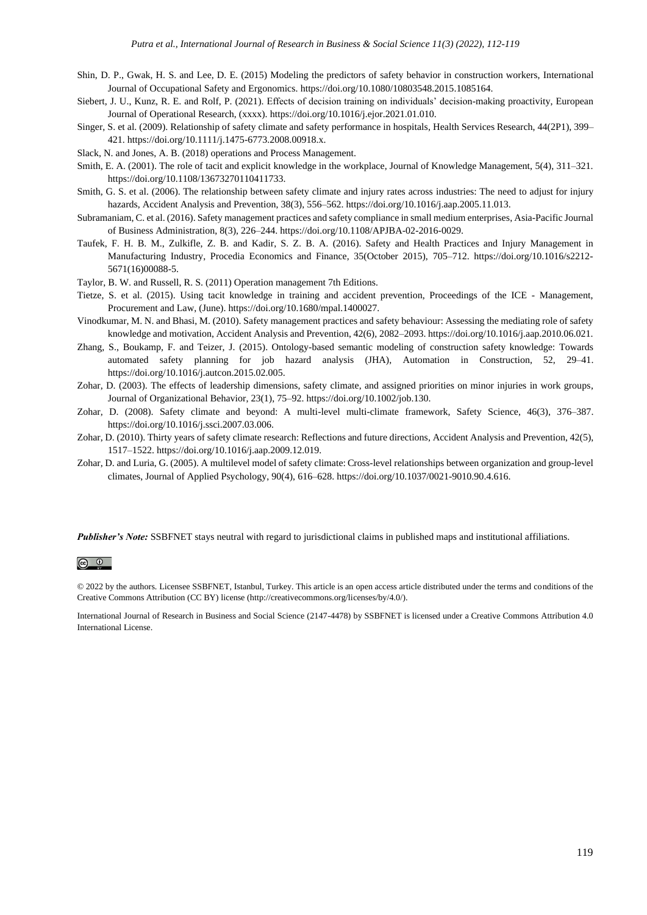Shin, D. P., Gwak, H. S. and Lee, D. E. (2015) Modeling the predictors of safety behavior in construction workers, International Journal of Occupational Safety and Ergonomics. https://doi.org/10.1080/10803548.2015.1085164.

Siebert, J. U., Kunz, R. E. and Rolf, P. (2021). Effects of decision training on individuals' decision-making proactivity, European Journal of Operational Research, (xxxx). https://doi.org/10.1016/j.ejor.2021.01.010.

Singer, S. et al. (2009). Relationship of safety climate and safety performance in hospitals, Health Services Research, 44(2P1), 399–421. https://doi.org/10.1111/j.1475-6773.2008.00918.x.

Slack, N. and Jones, A. B. (2018) operations and Process Management.

Smith, E. A. (2001). The role of tacit and explicit knowledge in the workplace, Journal of Knowledge Management, 5(4), 311–321. https://doi.org/10.1108/13673270110411733.

Smith, G. S. et al. (2006). The relationship between safety climate and injury rates across industries: The need to adjust for injury hazards, Accident Analysis and Prevention, 38(3), 556–562. https://doi.org/10.1016/j.aap.2005.11.013.

Subramaniam, C. et al. (2016). Safety management practices and safety compliance in small medium enterprises, Asia-Pacific Journal of Business Administration, 8(3), 226–244. https://doi.org/10.1108/APJBA-02-2016-0029.

Taufek, F. H. B. M., Zulkifle, Z. B. and Kadir, S. Z. B. A. (2016). Safety and Health Practices and Injury Management in Manufacturing Industry, Procedia Economics and Finance, 35(October 2015), 705–712. https://doi.org/10.1016/s2212-5671(16)00088-5.

Taylor, B. W. and Russell, R. S. (2011) Operation management 7th Editions.

Tietze, S. et al. (2015). Using tacit knowledge in training and accident prevention, Proceedings of the ICE - Management, Procurement and Law, (June). https://doi.org/10.1680/mpal.1400027.

Vinodkumar, M. N. and Bhasi, M. (2010). Safety management practices and safety behaviour: Assessing the mediating role of safety knowledge and motivation, Accident Analysis and Prevention, 42(6), 2082–2093. https://doi.org/10.1016/j.aap.2010.06.021.

Zhang, S., Boukamp, F. and Teizer, J. (2015). Ontology-based semantic modeling of construction safety knowledge: Towards automated safety planning for job hazard analysis (JHA), Automation in Construction, 52, 29–41. https://doi.org/10.1016/j.autcon.2015.02.005.

Zohar, D. (2003). The effects of leadership dimensions, safety climate, and assigned priorities on minor injuries in work groups, Journal of Organizational Behavior, 23(1), 75–92. https://doi.org/10.1002/job.130.

Zohar, D. (2008). Safety climate and beyond: A multi-level multi-climate framework, Safety Science, 46(3), 376–387. https://doi.org/10.1016/j.ssci.2007.03.006.

Zohar, D. (2010). Thirty years of safety climate research: Reflections and future directions, Accident Analysis and Prevention, 42(5), 1517–1522. https://doi.org/10.1016/j.aap.2009.12.019.

Zohar, D. and Luria, G. (2005). A multilevel model of safety climate: Cross-level relationships between organization and group-level climates, Journal of Applied Psychology, 90(4), 616–628. https://doi.org/10.1037/0021-9010.90.4.616.

***Publisher's Note:*** SSBFNET stays neutral with regard to jurisdictional claims in published maps and institutional affiliations.

© 2022 by the authors. Licensee SSBFNET, Istanbul, Turkey. This article is an open access article distributed under the terms and conditions of the Creative Commons Attribution (CC BY) license (http://creativecommons.org/licenses/by/4.0/).

International Journal of Research in Business and Social Science (2147-4478) by SSBFNET is licensed under a Creative Commons Attribution 4.0 International License.